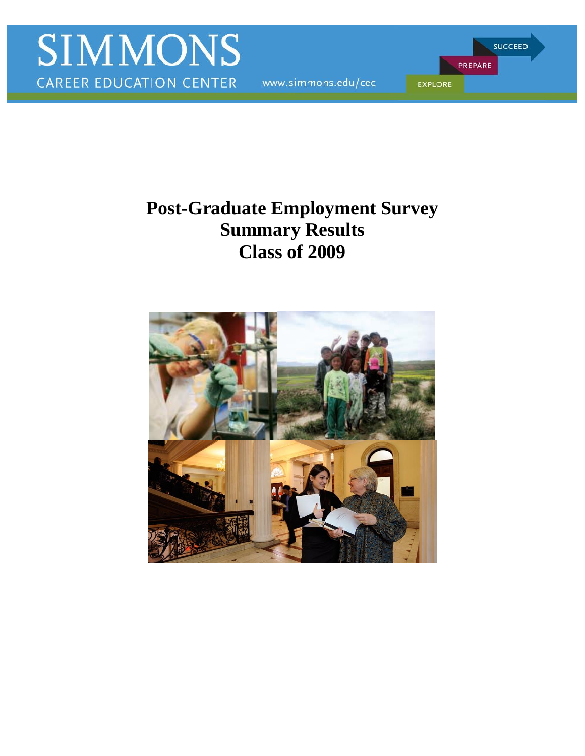SIMMONS

CAREER EDUCATION CENTER

www.simmons.edu/cec

SUCCEED

PREPARE

EXPLORE

# Post-Graduate Employment Survey
# Summary Results
# Class of 2009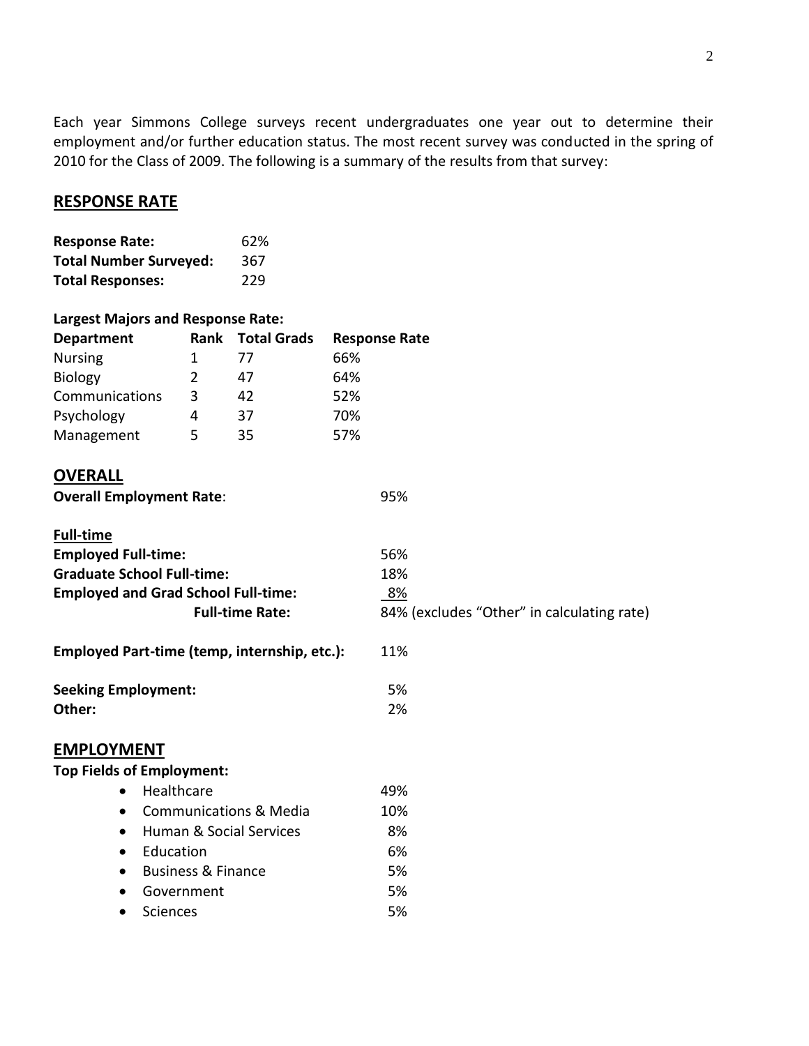Each year Simmons College surveys recent undergraduates one year out to determine their employment and/or further education status. The most recent survey was conducted in the spring of 2010 for the Class of 2009. The following is a summary of the results from that survey:

## RESPONSE RATE

| | |
|---|---|
| **Response Rate:** | 62% |
| **Total Number Surveyed:** | 367 |
| **Total Responses:** | 229 |

**Largest Majors and Response Rate:**

| Department | Rank | Total Grads | Response Rate |
|---|---|---|---|
| Nursing | 1 | 77 | 66% |
| Biology | 2 | 47 | 64% |
| Communications | 3 | 42 | 52% |
| Psychology | 4 | 37 | 70% |
| Management | 5 | 35 | 57% |

## OVERALL

**Overall Employment Rate**: 95%

**Full-time**

| | |
|---|---|
| **Employed Full-time:** | 56% |
| **Graduate School Full-time:** | 18% |
| **Employed and Grad School Full-time:** | 8% |
| **Full-time Rate:** | 84% (excludes "Other" in calculating rate) |

**Employed Part-time (temp, internship, etc.):** 11%

| | |
|---|---|
| **Seeking Employment:** | 5% |
| **Other:** | 2% |

## EMPLOYMENT

**Top Fields of Employment:**

| Field | % |
|---|---|
| Healthcare | 49% |
| Communications & Media | 10% |
| Human & Social Services | 8% |
| Education | 6% |
| Business & Finance | 5% |
| Government | 5% |
| Sciences | 5% |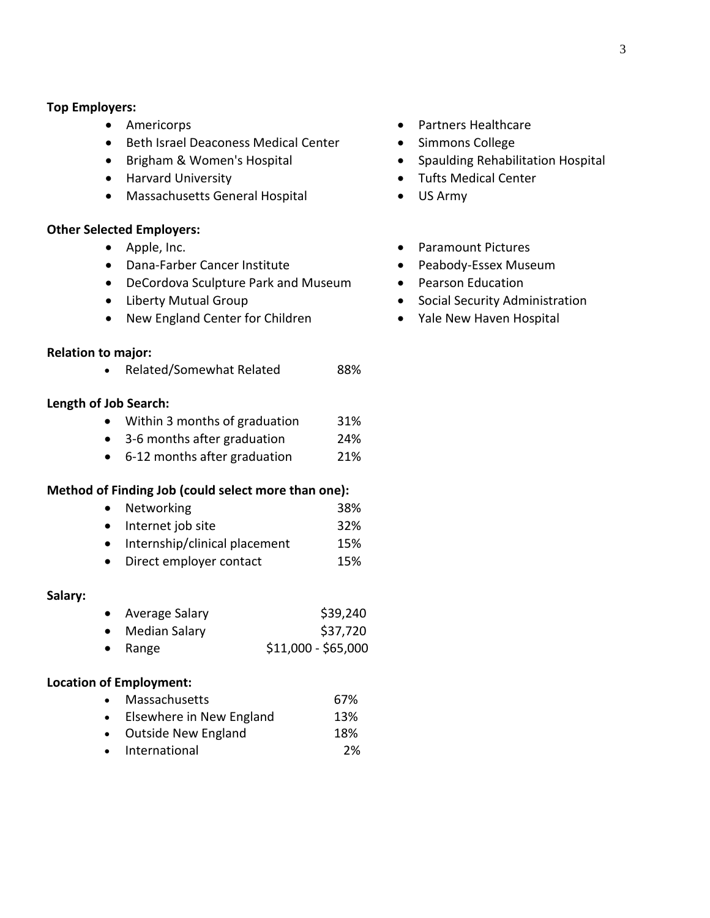**Top Employers:**

- Americorps
- Beth Israel Deaconess Medical Center
- Brigham & Women's Hospital
- Harvard University
- Massachusetts General Hospital
- Partners Healthcare
- Simmons College
- Spaulding Rehabilitation Hospital
- Tufts Medical Center
- US Army

**Other Selected Employers:**

- Apple, Inc.
- Dana-Farber Cancer Institute
- DeCordova Sculpture Park and Museum
- Liberty Mutual Group
- New England Center for Children
- Paramount Pictures
- Peabody-Essex Museum
- Pearson Education
- Social Security Administration
- Yale New Haven Hospital

**Relation to major:**

- Related/Somewhat Related 88%

**Length of Job Search:**

- Within 3 months of graduation 31%
- 3-6 months after graduation 24%
- 6-12 months after graduation 21%

**Method of Finding Job (could select more than one):**

- Networking 38%
- Internet job site 32%
- Internship/clinical placement 15%
- Direct employer contact 15%

**Salary:**

- Average Salary $39,240
- Median Salary $37,720
- Range $11,000 - $65,000

**Location of Employment:**

- Massachusetts 67%
- Elsewhere in New England 13%
- Outside New England 18%
- International 2%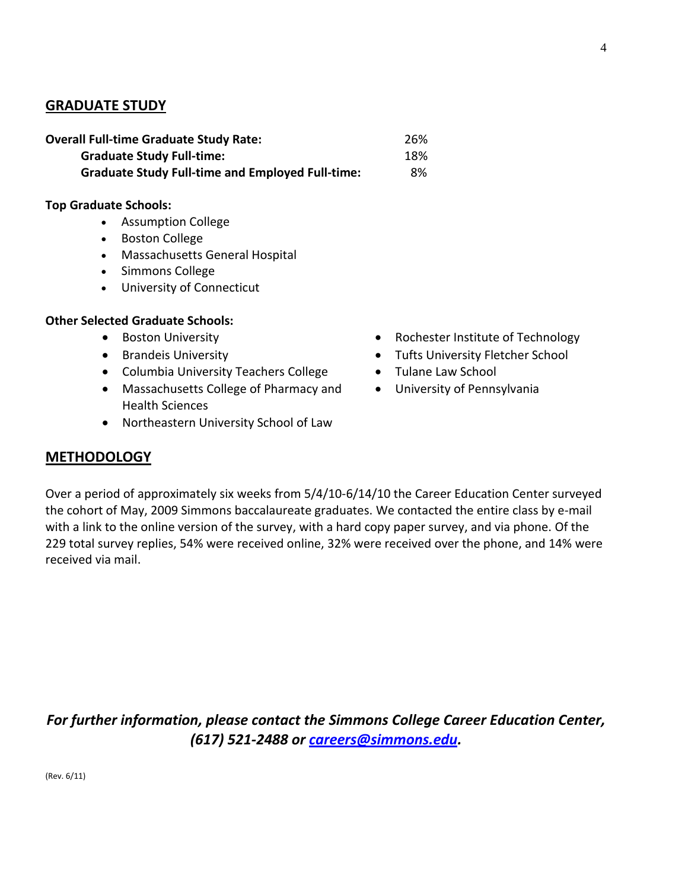## GRADUATE STUDY

| | |
|---|---|
| **Overall Full-time Graduate Study Rate:** | 26% |
| **Graduate Study Full-time:** | 18% |
| **Graduate Study Full-time and Employed Full-time:** | 8% |

**Top Graduate Schools:**

- Assumption College
- Boston College
- Massachusetts General Hospital
- Simmons College
- University of Connecticut

**Other Selected Graduate Schools:**

- Boston University
- Brandeis University
- Columbia University Teachers College
- Massachusetts College of Pharmacy and Health Sciences
- Northeastern University School of Law
- Rochester Institute of Technology
- Tufts University Fletcher School
- Tulane Law School
- University of Pennsylvania

## METHODOLOGY

Over a period of approximately six weeks from 5/4/10-6/14/10 the Career Education Center surveyed the cohort of May, 2009 Simmons baccalaureate graduates. We contacted the entire class by e-mail with a link to the online version of the survey, with a hard copy paper survey, and via phone. Of the 229 total survey replies, 54% were received online, 32% were received over the phone, and 14% were received via mail.

***For further information, please contact the Simmons College Career Education Center, (617) 521-2488 or [careers@simmons.edu](mailto:careers@simmons.edu).***

(Rev. 6/11)